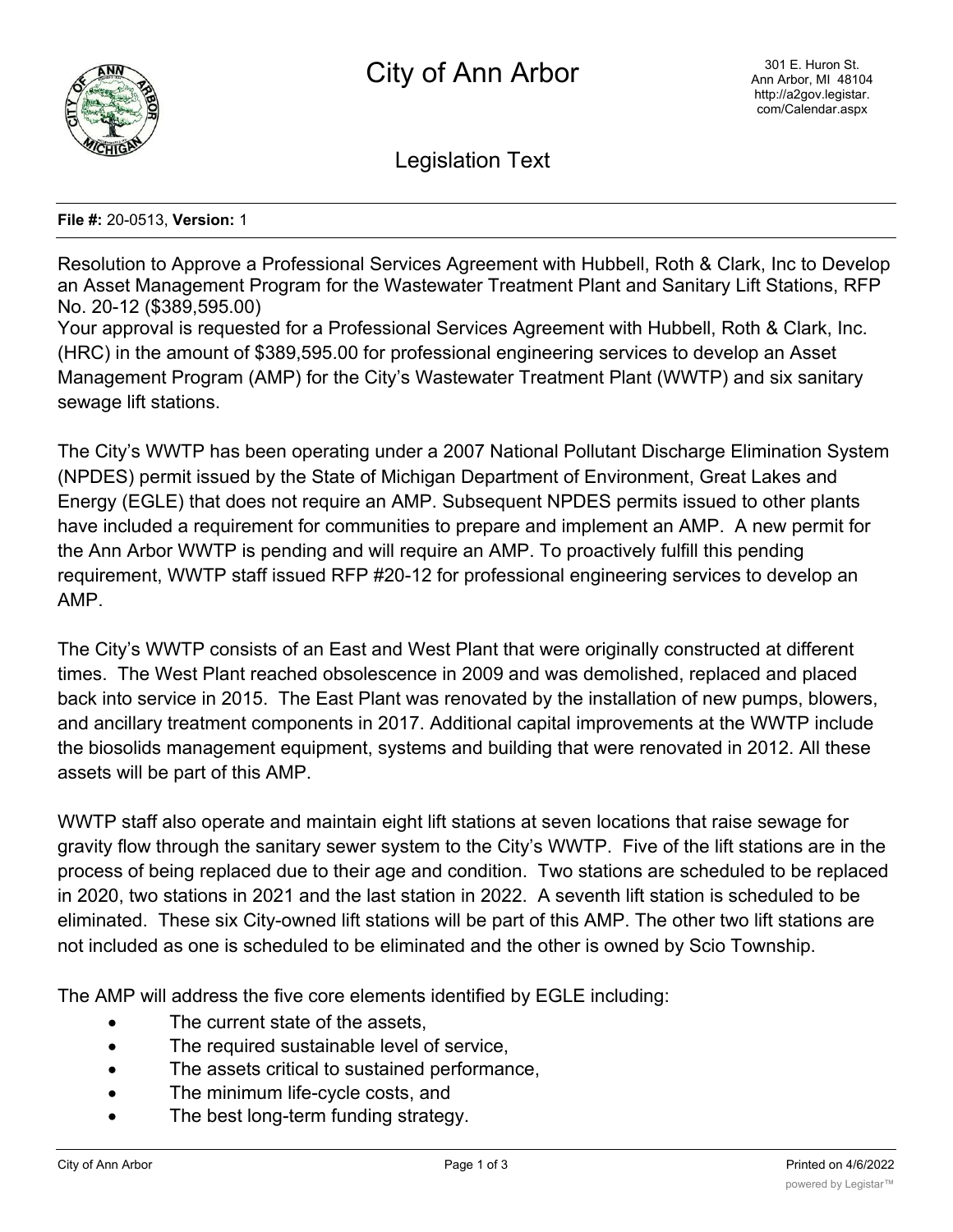# City of Ann Arbor

301 E. Huron St.
Ann Arbor, MI 48104
http://a2gov.legistar.com/Calendar.aspx

## Legislation Text

**File #:** 20-0513, **Version:** 1

Resolution to Approve a Professional Services Agreement with Hubbell, Roth & Clark, Inc to Develop an Asset Management Program for the Wastewater Treatment Plant and Sanitary Lift Stations, RFP No. 20-12 ($389,595.00)

Your approval is requested for a Professional Services Agreement with Hubbell, Roth & Clark, Inc. (HRC) in the amount of $389,595.00 for professional engineering services to develop an Asset Management Program (AMP) for the City's Wastewater Treatment Plant (WWTP) and six sanitary sewage lift stations.

The City's WWTP has been operating under a 2007 National Pollutant Discharge Elimination System (NPDES) permit issued by the State of Michigan Department of Environment, Great Lakes and Energy (EGLE) that does not require an AMP. Subsequent NPDES permits issued to other plants have included a requirement for communities to prepare and implement an AMP. A new permit for the Ann Arbor WWTP is pending and will require an AMP. To proactively fulfill this pending requirement, WWTP staff issued RFP #20-12 for professional engineering services to develop an AMP.

The City's WWTP consists of an East and West Plant that were originally constructed at different times. The West Plant reached obsolescence in 2009 and was demolished, replaced and placed back into service in 2015. The East Plant was renovated by the installation of new pumps, blowers, and ancillary treatment components in 2017. Additional capital improvements at the WWTP include the biosolids management equipment, systems and building that were renovated in 2012. All these assets will be part of this AMP.

WWTP staff also operate and maintain eight lift stations at seven locations that raise sewage for gravity flow through the sanitary sewer system to the City's WWTP. Five of the lift stations are in the process of being replaced due to their age and condition. Two stations are scheduled to be replaced in 2020, two stations in 2021 and the last station in 2022. A seventh lift station is scheduled to be eliminated. These six City-owned lift stations will be part of this AMP. The other two lift stations are not included as one is scheduled to be eliminated and the other is owned by Scio Township.

The AMP will address the five core elements identified by EGLE including:

- The current state of the assets,
- The required sustainable level of service,
- The assets critical to sustained performance,
- The minimum life-cycle costs, and
- The best long-term funding strategy.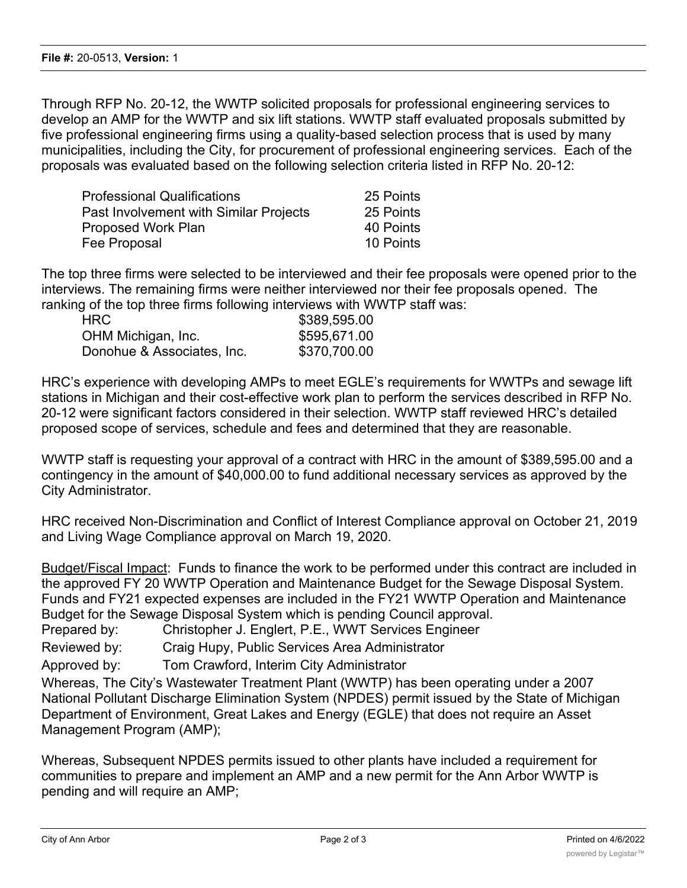Through RFP No. 20-12, the WWTP solicited proposals for professional engineering services to develop an AMP for the WWTP and six lift stations. WWTP staff evaluated proposals submitted by five professional engineering firms using a quality-based selection process that is used by many municipalities, including the City, for procurement of professional engineering services. Each of the proposals was evaluated based on the following selection criteria listed in RFP No. 20-12:

| | |
|---|---|
| Professional Qualifications | 25 Points |
| Past Involvement with Similar Projects | 25 Points |
| Proposed Work Plan | 40 Points |
| Fee Proposal | 10 Points |

The top three firms were selected to be interviewed and their fee proposals were opened prior to the interviews. The remaining firms were neither interviewed nor their fee proposals opened. The ranking of the top three firms following interviews with WWTP staff was:

| | |
|---|---|
| HRC | $389,595.00 |
| OHM Michigan, Inc. | $595,671.00 |
| Donohue & Associates, Inc. | $370,700.00 |

HRC's experience with developing AMPs to meet EGLE's requirements for WWTPs and sewage lift stations in Michigan and their cost-effective work plan to perform the services described in RFP No. 20-12 were significant factors considered in their selection. WWTP staff reviewed HRC's detailed proposed scope of services, schedule and fees and determined that they are reasonable.

WWTP staff is requesting your approval of a contract with HRC in the amount of $389,595.00 and a contingency in the amount of $40,000.00 to fund additional necessary services as approved by the City Administrator.

HRC received Non-Discrimination and Conflict of Interest Compliance approval on October 21, 2019 and Living Wage Compliance approval on March 19, 2020.

Budget/Fiscal Impact: Funds to finance the work to be performed under this contract are included in the approved FY 20 WWTP Operation and Maintenance Budget for the Sewage Disposal System. Funds and FY21 expected expenses are included in the FY21 WWTP Operation and Maintenance Budget for the Sewage Disposal System which is pending Council approval.

Prepared by: Christopher J. Englert, P.E., WWT Services Engineer

Reviewed by: Craig Hupy, Public Services Area Administrator

Approved by: Tom Crawford, Interim City Administrator

Whereas, The City's Wastewater Treatment Plant (WWTP) has been operating under a 2007 National Pollutant Discharge Elimination System (NPDES) permit issued by the State of Michigan Department of Environment, Great Lakes and Energy (EGLE) that does not require an Asset Management Program (AMP);

Whereas, Subsequent NPDES permits issued to other plants have included a requirement for communities to prepare and implement an AMP and a new permit for the Ann Arbor WWTP is pending and will require an AMP;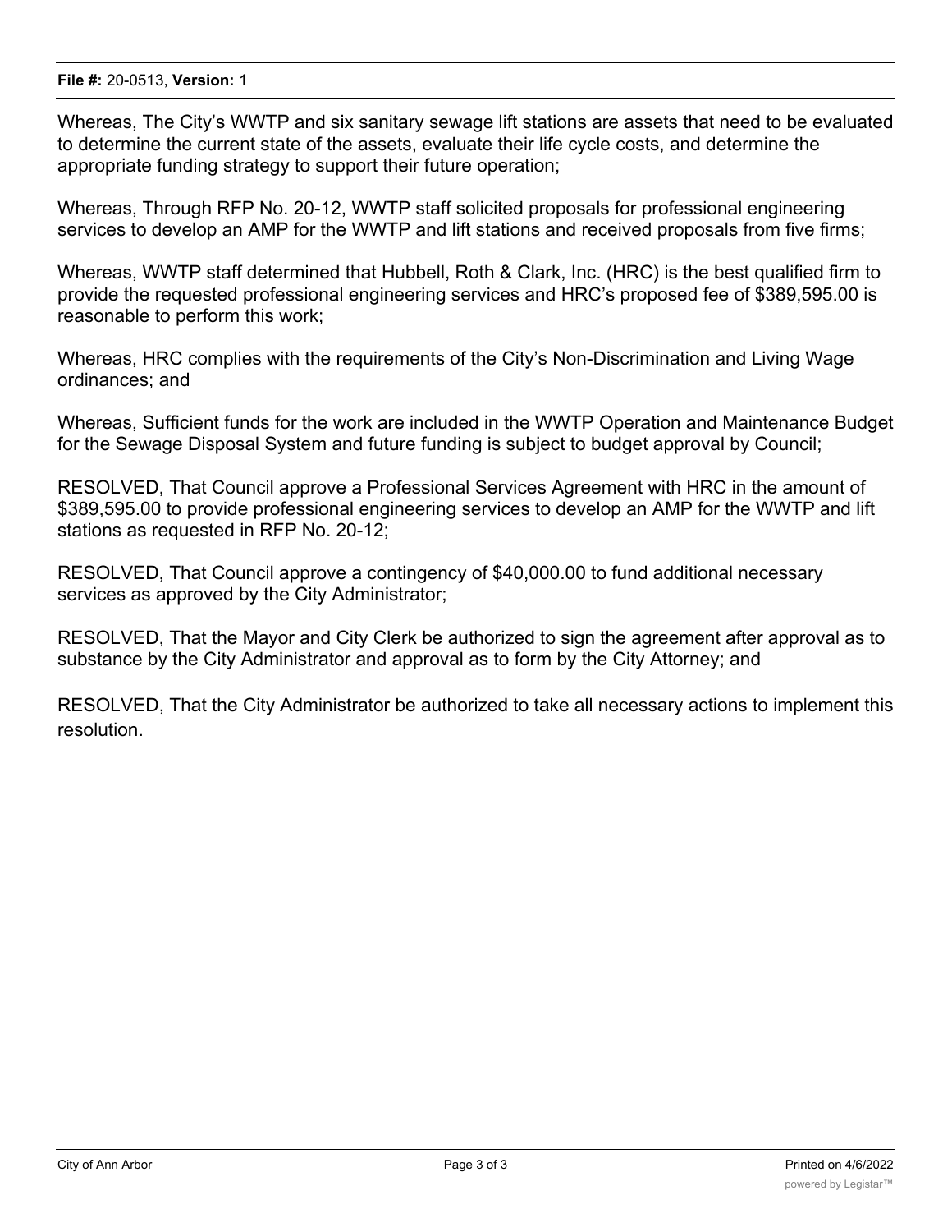Whereas, The City's WWTP and six sanitary sewage lift stations are assets that need to be evaluated to determine the current state of the assets, evaluate their life cycle costs, and determine the appropriate funding strategy to support their future operation;

Whereas, Through RFP No. 20-12, WWTP staff solicited proposals for professional engineering services to develop an AMP for the WWTP and lift stations and received proposals from five firms;

Whereas, WWTP staff determined that Hubbell, Roth & Clark, Inc. (HRC) is the best qualified firm to provide the requested professional engineering services and HRC's proposed fee of $389,595.00 is reasonable to perform this work;

Whereas, HRC complies with the requirements of the City's Non-Discrimination and Living Wage ordinances; and

Whereas, Sufficient funds for the work are included in the WWTP Operation and Maintenance Budget for the Sewage Disposal System and future funding is subject to budget approval by Council;

RESOLVED, That Council approve a Professional Services Agreement with HRC in the amount of $389,595.00 to provide professional engineering services to develop an AMP for the WWTP and lift stations as requested in RFP No. 20-12;

RESOLVED, That Council approve a contingency of $40,000.00 to fund additional necessary services as approved by the City Administrator;

RESOLVED, That the Mayor and City Clerk be authorized to sign the agreement after approval as to substance by the City Administrator and approval as to form by the City Attorney; and

RESOLVED, That the City Administrator be authorized to take all necessary actions to implement this resolution.